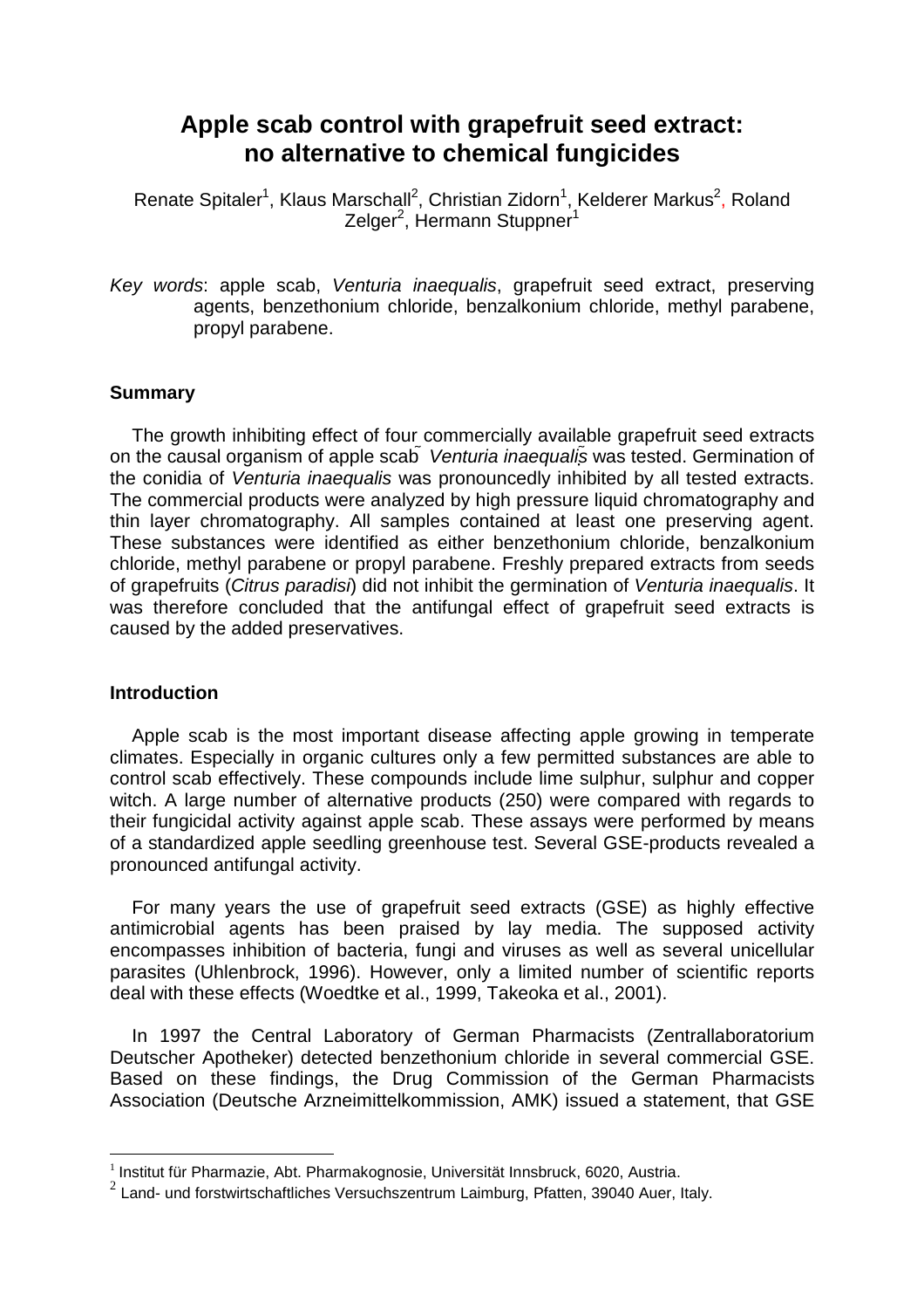# Apple scab control with grapefruit seed extract: no alternative to chemical fungicides

Renate Spitaler[1], Klaus Marschall[2], Christian Zidorn[1], Kelderer Markus[2], Roland Zelger[2], Hermann Stuppner[1]

*Key words*: apple scab, *Venturia inaequalis*, grapefruit seed extract, preserving agents, benzethonium chloride, benzalkonium chloride, methyl parabene, propyl parabene.

### Summary

The growth inhibiting effect of four commercially available grapefruit seed extracts on the causal organism of apple scab *Venturia inaequalis* was tested. Germination of the conidia of *Venturia inaequalis* was pronouncedly inhibited by all tested extracts. The commercial products were analyzed by high pressure liquid chromatography and thin layer chromatography. All samples contained at least one preserving agent. These substances were identified as either benzethonium chloride, benzalkonium chloride, methyl parabene or propyl parabene. Freshly prepared extracts from seeds of grapefruits (*Citrus paradisi*) did not inhibit the germination of *Venturia inaequalis*. It was therefore concluded that the antifungal effect of grapefruit seed extracts is caused by the added preservatives.

### Introduction

Apple scab is the most important disease affecting apple growing in temperate climates. Especially in organic cultures only a few permitted substances are able to control scab effectively. These compounds include lime sulphur, sulphur and copper witch. A large number of alternative products (250) were compared with regards to their fungicidal activity against apple scab. These assays were performed by means of a standardized apple seedling greenhouse test. Several GSE-products revealed a pronounced antifungal activity.

For many years the use of grapefruit seed extracts (GSE) as highly effective antimicrobial agents has been praised by lay media. The supposed activity encompasses inhibition of bacteria, fungi and viruses as well as several unicellular parasites (Uhlenbrock, 1996). However, only a limited number of scientific reports deal with these effects (Woedtke et al., 1999, Takeoka et al., 2001).

In 1997 the Central Laboratory of German Pharmacists (Zentrallaboratorium Deutscher Apotheker) detected benzethonium chloride in several commercial GSE. Based on these findings, the Drug Commission of the German Pharmacists Association (Deutsche Arzneimittelkommission, AMK) issued a statement, that GSE

[1] Institut für Pharmazie, Abt. Pharmakognosie, Universität Innsbruck, 6020, Austria.

[2] Land- und forstwirtschaftliches Versuchszentrum Laimburg, Pfatten, 39040 Auer, Italy.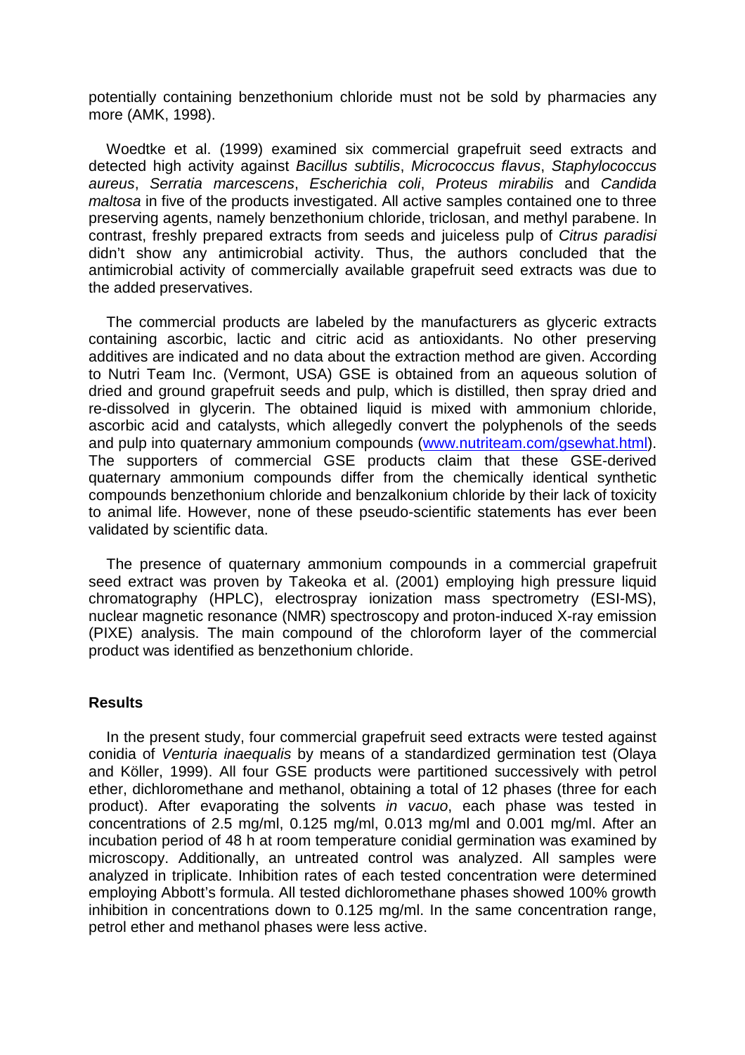potentially containing benzethonium chloride must not be sold by pharmacies any more (AMK, 1998).

Woedtke et al. (1999) examined six commercial grapefruit seed extracts and detected high activity against *Bacillus subtilis*, *Micrococcus flavus*, *Staphylococcus aureus*, *Serratia marcescens*, *Escherichia coli*, *Proteus mirabilis* and *Candida maltosa* in five of the products investigated. All active samples contained one to three preserving agents, namely benzethonium chloride, triclosan, and methyl parabene. In contrast, freshly prepared extracts from seeds and juiceless pulp of *Citrus paradisi* didn't show any antimicrobial activity. Thus, the authors concluded that the antimicrobial activity of commercially available grapefruit seed extracts was due to the added preservatives.

The commercial products are labeled by the manufacturers as glyceric extracts containing ascorbic, lactic and citric acid as antioxidants. No other preserving additives are indicated and no data about the extraction method are given. According to Nutri Team Inc. (Vermont, USA) GSE is obtained from an aqueous solution of dried and ground grapefruit seeds and pulp, which is distilled, then spray dried and re-dissolved in glycerin. The obtained liquid is mixed with ammonium chloride, ascorbic acid and catalysts, which allegedly convert the polyphenols of the seeds and pulp into quaternary ammonium compounds (www.nutriteam.com/gsewhat.html). The supporters of commercial GSE products claim that these GSE-derived quaternary ammonium compounds differ from the chemically identical synthetic compounds benzethonium chloride and benzalkonium chloride by their lack of toxicity to animal life. However, none of these pseudo-scientific statements has ever been validated by scientific data.

The presence of quaternary ammonium compounds in a commercial grapefruit seed extract was proven by Takeoka et al. (2001) employing high pressure liquid chromatography (HPLC), electrospray ionization mass spectrometry (ESI-MS), nuclear magnetic resonance (NMR) spectroscopy and proton-induced X-ray emission (PIXE) analysis. The main compound of the chloroform layer of the commercial product was identified as benzethonium chloride.

## Results

In the present study, four commercial grapefruit seed extracts were tested against conidia of *Venturia inaequalis* by means of a standardized germination test (Olaya and Köller, 1999). All four GSE products were partitioned successively with petrol ether, dichloromethane and methanol, obtaining a total of 12 phases (three for each product). After evaporating the solvents *in vacuo*, each phase was tested in concentrations of 2.5 mg/ml, 0.125 mg/ml, 0.013 mg/ml and 0.001 mg/ml. After an incubation period of 48 h at room temperature conidial germination was examined by microscopy. Additionally, an untreated control was analyzed. All samples were analyzed in triplicate. Inhibition rates of each tested concentration were determined employing Abbott's formula. All tested dichloromethane phases showed 100% growth inhibition in concentrations down to 0.125 mg/ml. In the same concentration range, petrol ether and methanol phases were less active.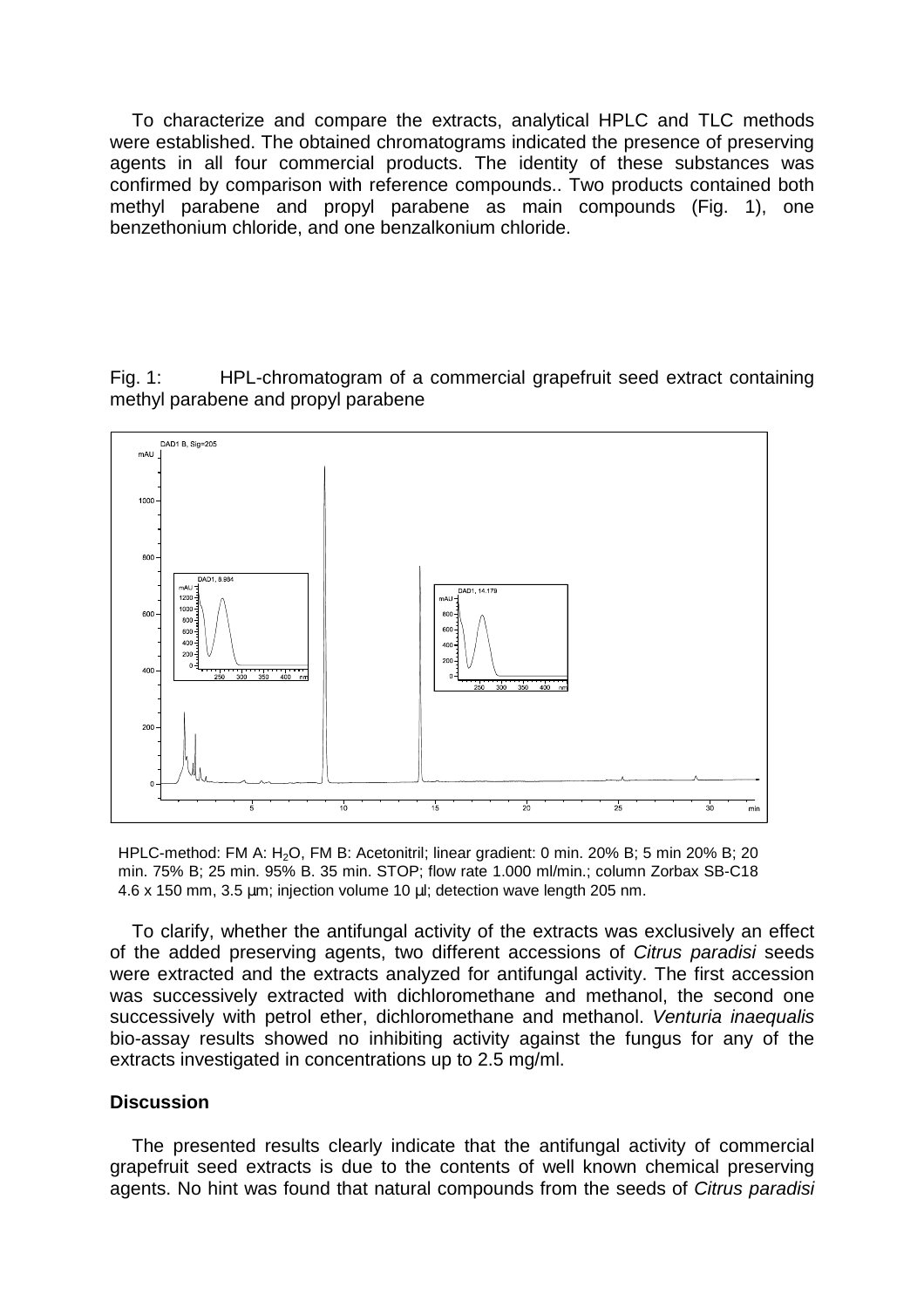To characterize and compare the extracts, analytical HPLC and TLC methods were established. The obtained chromatograms indicated the presence of preserving agents in all four commercial products. The identity of these substances was confirmed by comparison with reference compounds.. Two products contained both methyl parabene and propyl parabene as main compounds (Fig. 1), one benzethonium chloride, and one benzalkonium chloride.

Fig. 1: HPL-chromatogram of a commercial grapefruit seed extract containing methyl parabene and propyl parabene

HPLC-method: FM A: $H_2O$, FM B: Acetonitril; linear gradient: 0 min. 20% B; 5 min 20% B; 20 min. 75% B; 25 min. 95% B. 35 min. STOP; flow rate 1.000 ml/min.; column Zorbax SB-C18 4.6 x 150 mm, 3.5 µm; injection volume 10 µl; detection wave length 205 nm.

To clarify, whether the antifungal activity of the extracts was exclusively an effect of the added preserving agents, two different accessions of *Citrus paradisi* seeds were extracted and the extracts analyzed for antifungal activity. The first accession was successively extracted with dichloromethane and methanol, the second one successively with petrol ether, dichloromethane and methanol. *Venturia inaequalis* bio-assay results showed no inhibiting activity against the fungus for any of the extracts investigated in concentrations up to 2.5 mg/ml.

## Discussion

The presented results clearly indicate that the antifungal activity of commercial grapefruit seed extracts is due to the contents of well known chemical preserving agents. No hint was found that natural compounds from the seeds of *Citrus paradisi*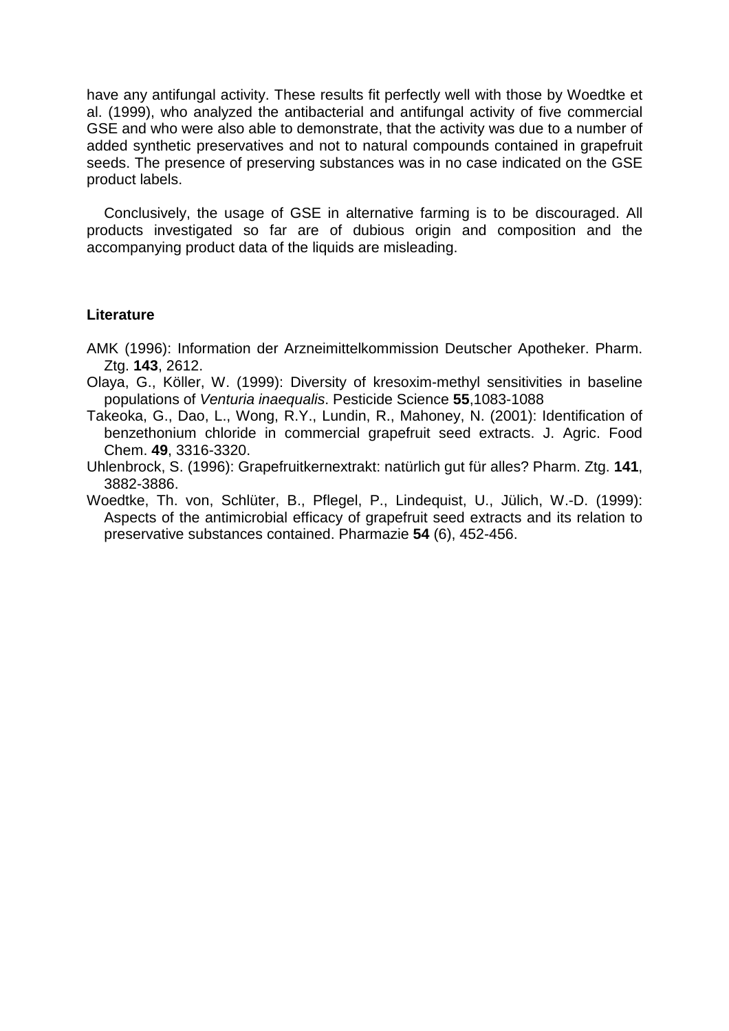have any antifungal activity. These results fit perfectly well with those by Woedtke et al. (1999), who analyzed the antibacterial and antifungal activity of five commercial GSE and who were also able to demonstrate, that the activity was due to a number of added synthetic preservatives and not to natural compounds contained in grapefruit seeds. The presence of preserving substances was in no case indicated on the GSE product labels.

Conclusively, the usage of GSE in alternative farming is to be discouraged. All products investigated so far are of dubious origin and composition and the accompanying product data of the liquids are misleading.

### Literature

AMK (1996): Information der Arzneimittelkommission Deutscher Apotheker. Pharm. Ztg. **143**, 2612.

Olaya, G., Köller, W. (1999): Diversity of kresoxim-methyl sensitivities in baseline populations of *Venturia inaequalis*. Pesticide Science **55**,1083-1088

Takeoka, G., Dao, L., Wong, R.Y., Lundin, R., Mahoney, N. (2001): Identification of benzethonium chloride in commercial grapefruit seed extracts. J. Agric. Food Chem. **49**, 3316-3320.

Uhlenbrock, S. (1996): Grapefruitkernextrakt: natürlich gut für alles? Pharm. Ztg. **141**, 3882-3886.

Woedtke, Th. von, Schlüter, B., Pflegel, P., Lindequist, U., Jülich, W.-D. (1999): Aspects of the antimicrobial efficacy of grapefruit seed extracts and its relation to preservative substances contained. Pharmazie **54** (6), 452-456.